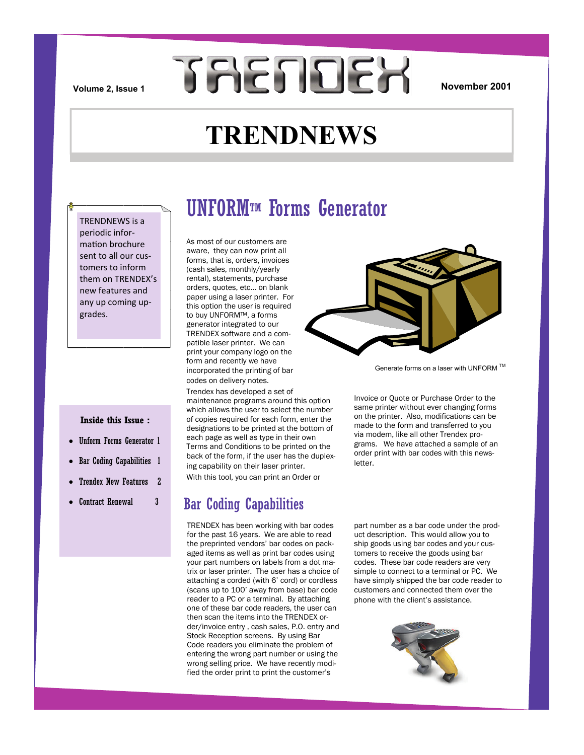Volume 2, Issue 1

TRENDEX

November 2001

# TRENDNEWS

TRENDNEWS is a periodic information brochure sent to all our customers to inform them on TRENDEX's new features and any up coming upgrades.

**Inside this Issue :**

- Unform Forms Generator 1
- Bar Coding Capabilities 1
- Trendex New Features 2
- Contract Renewal 3

## UNFORM™ Forms Generator

As most of our customers are aware, they can now print all forms, that is, orders, invoices (cash sales, monthly/yearly rental), statements, purchase orders, quotes, etc... on blank paper using a laser printer. For this option the user is required to buy UNFORM™, a forms generator integrated to our TRENDEX software and a compatible laser printer. We can print your company logo on the form and recently we have incorporated the printing of bar codes on delivery notes.

Trendex has developed a set of maintenance programs around this option which allows the user to select the number of copies required for each form, enter the designations to be printed at the bottom of each page as well as type in their own Terms and Conditions to be printed on the back of the form, if the user has the duplexing capability on their laser printer.

With this tool, you can print an Order or Invoice or Quote or Purchase Order to the same printer without ever changing forms on the printer. Also, modifications can be made to the form and transferred to you via modem, like all other Trendex programs. We have attached a sample of an order print with bar codes with this newsletter.

Generate forms on a laser with UNFORM ™

## Bar Coding Capabilities

TRENDEX has been working with bar codes for the past 16 years. We are able to read the preprinted vendors' bar codes on packaged items as well as print bar codes using your part numbers on labels from a dot matrix or laser printer. The user has a choice of attaching a corded (with 6' cord) or cordless (scans up to 100' away from base) bar code reader to a PC or a terminal. By attaching one of these bar code readers, the user can then scan the items into the TRENDEX order/invoice entry , cash sales, P.O. entry and Stock Reception screens. By using Bar Code readers you eliminate the problem of entering the wrong part number or using the wrong selling price. We have recently modified the order print to print the customer's part number as a bar code under the product description. This would allow you to ship goods using bar codes and your customers to receive the goods using bar codes. These bar code readers are very simple to connect to a terminal or PC. We have simply shipped the bar code reader to customers and connected them over the phone with the client's assistance.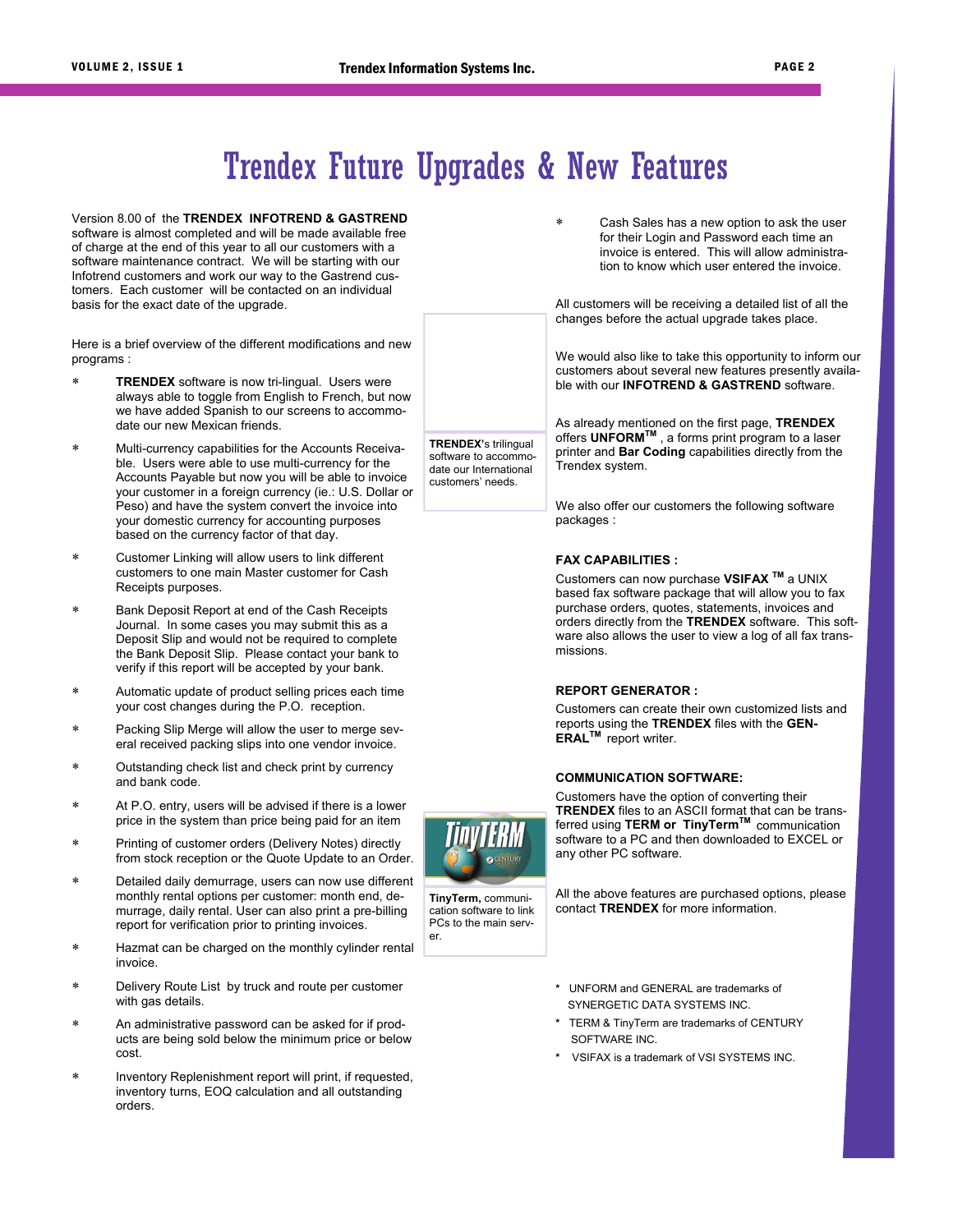# Trendex Future Upgrades & New Features

Version 8.00 of the **TRENDEX INFOTREND & GASTREND** software is almost completed and will be made available free of charge at the end of this year to all our customers with a software maintenance contract. We will be starting with our Infotrend customers and work our way to the Gastrend customers. Each customer will be contacted on an individual basis for the exact date of the upgrade.

Here is a brief overview of the different modifications and new programs :

- **TRENDEX** software is now tri-lingual. Users were always able to toggle from English to French, but now we have added Spanish to our screens to accommodate our new Mexican friends.
- Multi-currency capabilities for the Accounts Receivable. Users were able to use multi-currency for the Accounts Payable but now you will be able to invoice your customer in a foreign currency (ie.: U.S. Dollar or Peso) and have the system convert the invoice into your domestic currency for accounting purposes based on the currency factor of that day.
- Customer Linking will allow users to link different customers to one main Master customer for Cash Receipts purposes.
- Bank Deposit Report at end of the Cash Receipts Journal. In some cases you may submit this as a Deposit Slip and would not be required to complete the Bank Deposit Slip. Please contact your bank to verify if this report will be accepted by your bank.
- Automatic update of product selling prices each time your cost changes during the P.O. reception.
- Packing Slip Merge will allow the user to merge several received packing slips into one vendor invoice.
- Outstanding check list and check print by currency and bank code.
- At P.O. entry, users will be advised if there is a lower price in the system than price being paid for an item
- Printing of customer orders (Delivery Notes) directly from stock reception or the Quote Update to an Order.
- Detailed daily demurrage, users can now use different monthly rental options per customer: month end, demurrage, daily rental. User can also print a pre-billing report for verification prior to printing invoices.
- Hazmat can be charged on the monthly cylinder rental invoice.
- Delivery Route List by truck and route per customer with gas details.
- An administrative password can be asked for if products are being sold below the minimum price or below cost.
- Inventory Replenishment report will print, if requested, inventory turns, EOQ calculation and all outstanding orders.
- Cash Sales has a new option to ask the user for their Login and Password each time an invoice is entered. This will allow administration to know which user entered the invoice.

**TRENDEX**'s trilingual software to accommodate our International customers' needs.

**TinyTerm,** communication software to link PCs to the main server.

All customers will be receiving a detailed list of all the changes before the actual upgrade takes place.

We would also like to take this opportunity to inform our customers about several new features presently available with our **INFOTREND & GASTREND** software.

As already mentioned on the first page, **TRENDEX** offers **UNFORM™**, a forms print program to a laser printer and **Bar Coding** capabilities directly from the Trendex system.

We also offer our customers the following software packages :

**FAX CAPABILITIES :**

Customers can now purchase **VSIFAX ™** a UNIX based fax software package that will allow you to fax purchase orders, quotes, statements, invoices and orders directly from the **TRENDEX** software. This software also allows the user to view a log of all fax transmissions.

**REPORT GENERATOR :**

Customers can create their own customized lists and reports using the **TRENDEX** files with the **GENERAL™** report writer.

**COMMUNICATION SOFTWARE:**

Customers have the option of converting their **TRENDEX** files to an ASCII format that can be transferred using **TERM or TinyTerm™** communication software to a PC and then downloaded to EXCEL or any other PC software.

All the above features are purchased options, please contact **TRENDEX** for more information.

- UNFORM and GENERAL are trademarks of SYNERGETIC DATA SYSTEMS INC.
- TERM & TinyTerm are trademarks of CENTURY SOFTWARE INC.
- VSIFAX is a trademark of VSI SYSTEMS INC.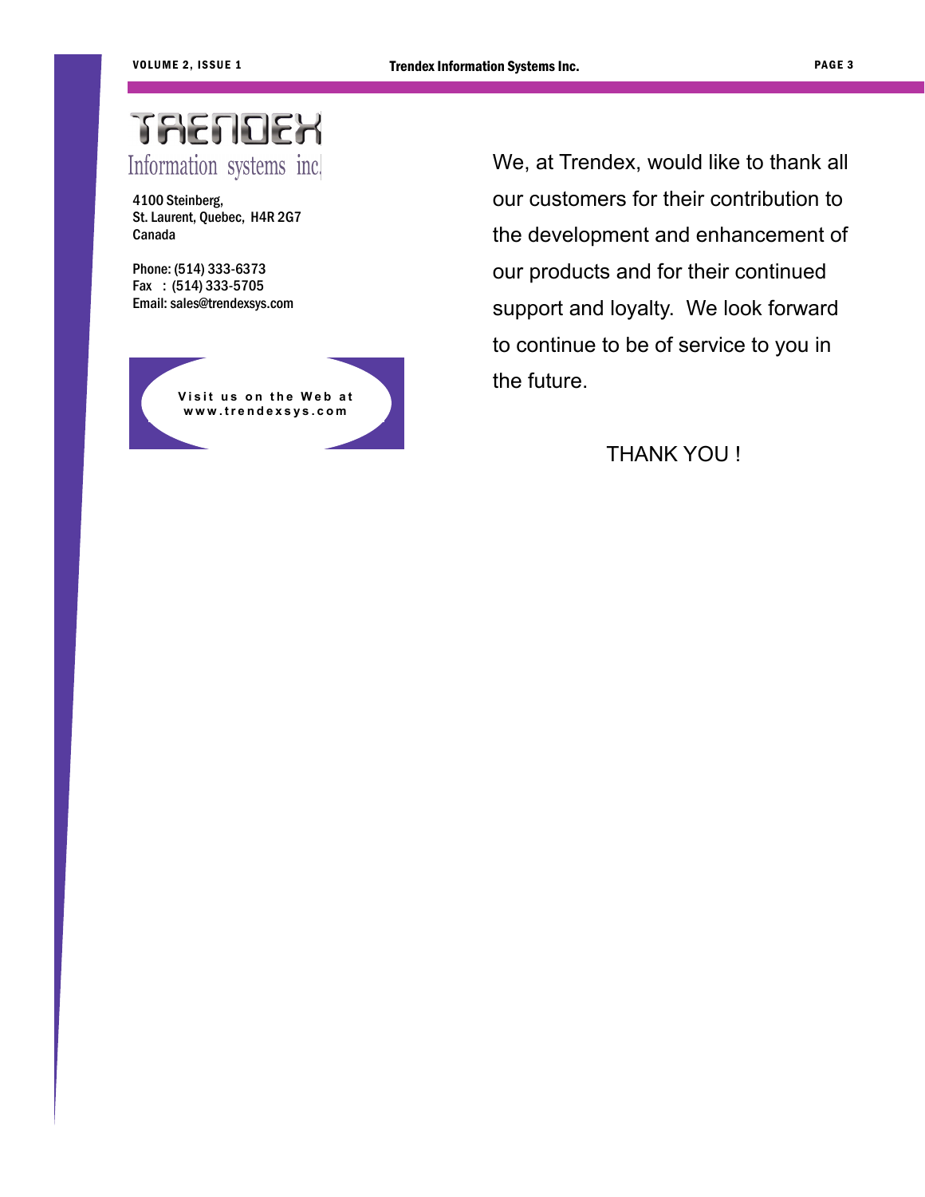**TRENDEX**
Information systems inc.

4100 Steinberg,
St. Laurent, Quebec, H4R 2G7
Canada

Phone: (514) 333-6373
Fax : (514) 333-5705
Email: sales@trendexsys.com

Visit us on the Web at
www.trendexsys.com

We, at Trendex, would like to thank all our customers for their contribution to the development and enhancement of our products and for their continued support and loyalty. We look forward to continue to be of service to you in the future.

THANK YOU !